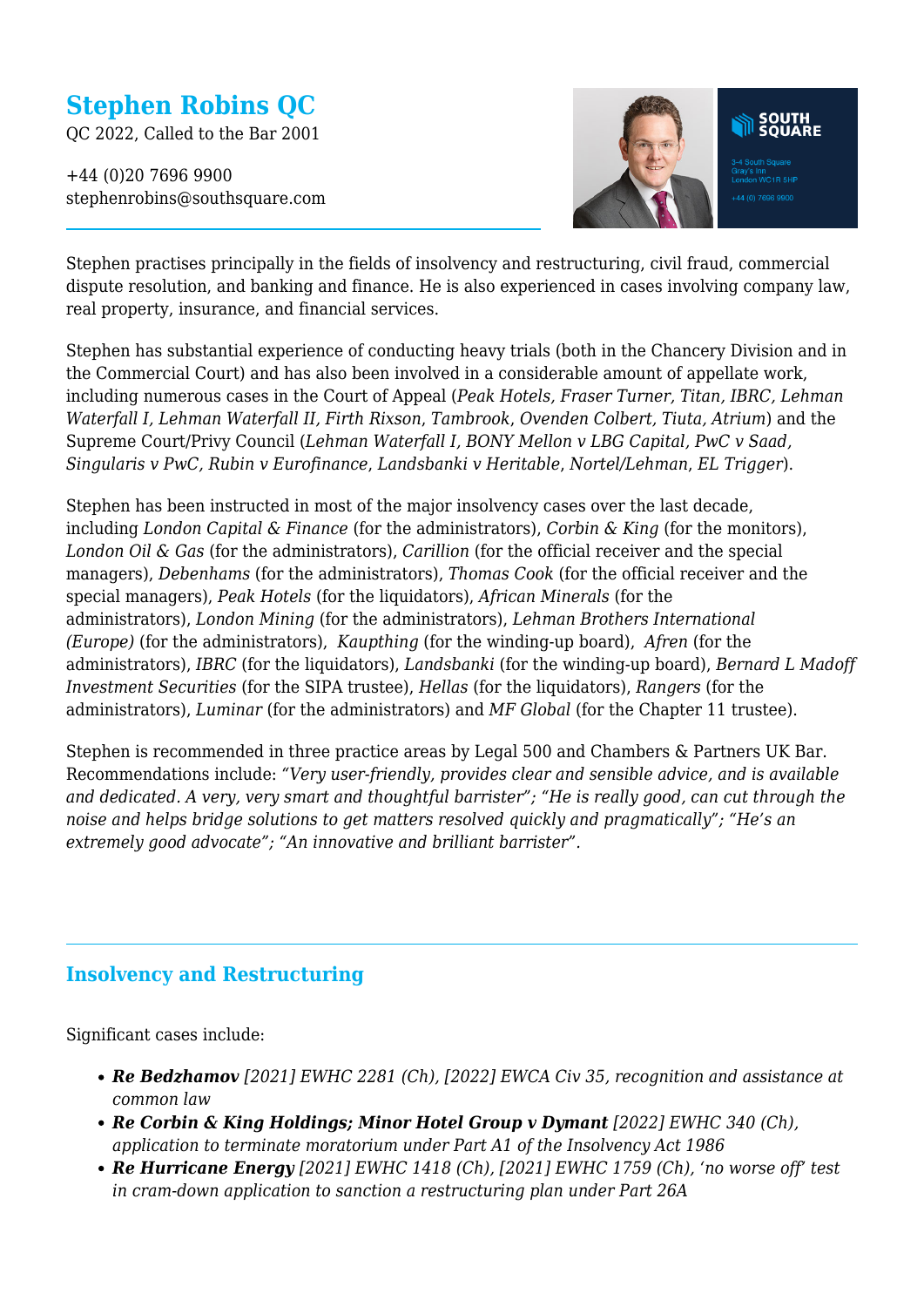# Stephen Robins QC

QC 2022, Called to the Bar 2001

+44 (0)20 7696 9900
stephenrobins@southsquare.com

Stephen practises principally in the fields of insolvency and restructuring, civil fraud, commercial dispute resolution, and banking and finance. He is also experienced in cases involving company law, real property, insurance, and financial services.

Stephen has substantial experience of conducting heavy trials (both in the Chancery Division and in the Commercial Court) and has also been involved in a considerable amount of appellate work, including numerous cases in the Court of Appeal (*Peak Hotels, Fraser Turner, Titan, IBRC, Lehman Waterfall I, Lehman Waterfall II, Firth Rixson*, *Tambrook*, *Ovenden Colbert*, *Tiuta*, *Atrium*) and the Supreme Court/Privy Council (*Lehman Waterfall I, BONY Mellon v LBG Capital, PwC v Saad, Singularis v PwC, Rubin v Eurofinance*, *Landsbanki v Heritable*, *Nortel/Lehman*, *EL Trigger*).

Stephen has been instructed in most of the major insolvency cases over the last decade, including *London Capital & Finance* (for the administrators), *Corbin & King* (for the monitors), *London Oil & Gas* (for the administrators), *Carillion* (for the official receiver and the special managers), *Debenhams* (for the administrators), *Thomas Cook* (for the official receiver and the special managers), *Peak Hotels* (for the liquidators), *African Minerals* (for the administrators), *London Mining* (for the administrators), *Lehman Brothers International (Europe)* (for the administrators), *Kaupthing* (for the winding-up board), *Afren* (for the administrators), *IBRC* (for the liquidators), *Landsbanki* (for the winding-up board), *Bernard L Madoff Investment Securities* (for the SIPA trustee), *Hellas* (for the liquidators), *Rangers* (for the administrators), *Luminar* (for the administrators) and *MF Global* (for the Chapter 11 trustee).

Stephen is recommended in three practice areas by Legal 500 and Chambers & Partners UK Bar. Recommendations include: *"Very user-friendly, provides clear and sensible advice, and is available and dedicated. A very, very smart and thoughtful barrister"*; *"He is really good, can cut through the noise and helps bridge solutions to get matters resolved quickly and pragmatically"*; *"He's an extremely good advocate"*; *"An innovative and brilliant barrister"*.

## Insolvency and Restructuring

Significant cases include:

- ***Re Bedzhamov*** *[2021] EWHC 2281 (Ch), [2022] EWCA Civ 35, recognition and assistance at common law*
- ***Re Corbin & King Holdings; Minor Hotel Group v Dymant*** *[2022] EWHC 340 (Ch), application to terminate moratorium under Part A1 of the Insolvency Act 1986*
- ***Re Hurricane Energy*** *[2021] EWHC 1418 (Ch), [2021] EWHC 1759 (Ch), 'no worse off' test in cram-down application to sanction a restructuring plan under Part 26A*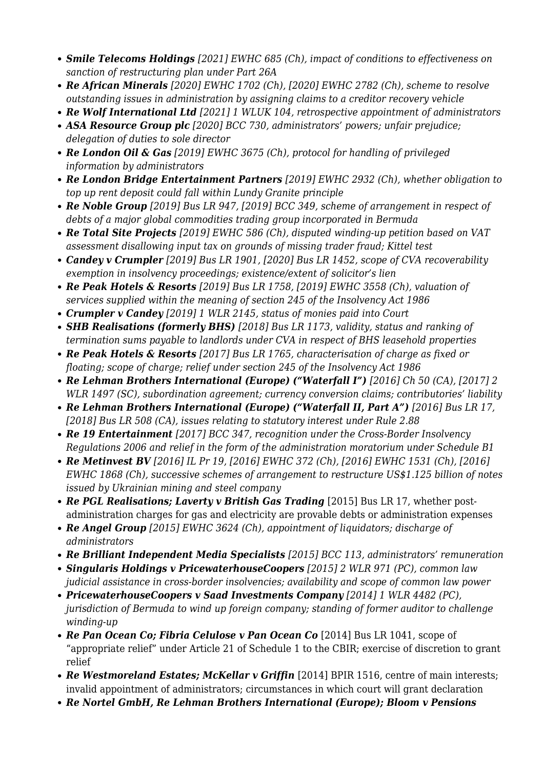- ***Smile Telecoms Holdings*** *[2021] EWHC 685 (Ch), impact of conditions to effectiveness on sanction of restructuring plan under Part 26A*
- ***Re African Minerals*** *[2020] EWHC 1702 (Ch), [2020] EWHC 2782 (Ch), scheme to resolve outstanding issues in administration by assigning claims to a creditor recovery vehicle*
- ***Re Wolf International Ltd*** *[2021] 1 WLUK 104, retrospective appointment of administrators*
- ***ASA Resource Group plc*** *[2020] BCC 730, administrators' powers; unfair prejudice; delegation of duties to sole director*
- ***Re London Oil & Gas*** *[2019] EWHC 3675 (Ch), protocol for handling of privileged information by administrators*
- ***Re London Bridge Entertainment Partners*** *[2019] EWHC 2932 (Ch), whether obligation to top up rent deposit could fall within Lundy Granite principle*
- ***Re Noble Group*** *[2019] Bus LR 947, [2019] BCC 349, scheme of arrangement in respect of debts of a major global commodities trading group incorporated in Bermuda*
- ***Re Total Site Projects*** *[2019] EWHC 586 (Ch), disputed winding-up petition based on VAT assessment disallowing input tax on grounds of missing trader fraud; Kittel test*
- ***Candey v Crumpler*** *[2019] Bus LR 1901, [2020] Bus LR 1452, scope of CVA recoverability exemption in insolvency proceedings; existence/extent of solicitor's lien*
- ***Re Peak Hotels & Resorts*** *[2019] Bus LR 1758, [2019] EWHC 3558 (Ch), valuation of services supplied within the meaning of section 245 of the Insolvency Act 1986*
- ***Crumpler v Candey*** *[2019] 1 WLR 2145, status of monies paid into Court*
- ***SHB Realisations (formerly BHS)*** *[2018] Bus LR 1173, validity, status and ranking of termination sums payable to landlords under CVA in respect of BHS leasehold properties*
- ***Re Peak Hotels & Resorts*** *[2017] Bus LR 1765, characterisation of charge as fixed or floating; scope of charge; relief under section 245 of the Insolvency Act 1986*
- ***Re Lehman Brothers International (Europe) ("Waterfall I")*** *[2016] Ch 50 (CA), [2017] 2 WLR 1497 (SC), subordination agreement; currency conversion claims; contributories' liability*
- ***Re Lehman Brothers International (Europe) ("Waterfall II, Part A")*** *[2016] Bus LR 17, [2018] Bus LR 508 (CA), issues relating to statutory interest under Rule 2.88*
- ***Re 19 Entertainment*** *[2017] BCC 347, recognition under the Cross-Border Insolvency Regulations 2006 and relief in the form of the administration moratorium under Schedule B1*
- ***Re Metinvest BV*** *[2016] IL Pr 19, [2016] EWHC 372 (Ch), [2016] EWHC 1531 (Ch), [2016] EWHC 1868 (Ch), successive schemes of arrangement to restructure US$1.125 billion of notes issued by Ukrainian mining and steel company*
- ***Re PGL Realisations; Laverty v British Gas Trading*** [2015] Bus LR 17, whether post-administration charges for gas and electricity are provable debts or administration expenses
- ***Re Angel Group*** *[2015] EWHC 3624 (Ch), appointment of liquidators; discharge of administrators*
- ***Re Brilliant Independent Media Specialists*** *[2015] BCC 113, administrators' remuneration*
- ***Singularis Holdings v PricewaterhouseCoopers*** *[2015] 2 WLR 971 (PC), common law judicial assistance in cross-border insolvencies; availability and scope of common law power*
- ***PricewaterhouseCoopers v Saad Investments Company*** *[2014] 1 WLR 4482 (PC), jurisdiction of Bermuda to wind up foreign company; standing of former auditor to challenge winding-up*
- ***Re Pan Ocean Co; Fibria Celulose v Pan Ocean Co*** [2014] Bus LR 1041, scope of "appropriate relief" under Article 21 of Schedule 1 to the CBIR; exercise of discretion to grant relief
- ***Re Westmoreland Estates; McKellar v Griffin*** [2014] BPIR 1516, centre of main interests; invalid appointment of administrators; circumstances in which court will grant declaration
- ***Re Nortel GmbH, Re Lehman Brothers International (Europe); Bloom v Pensions***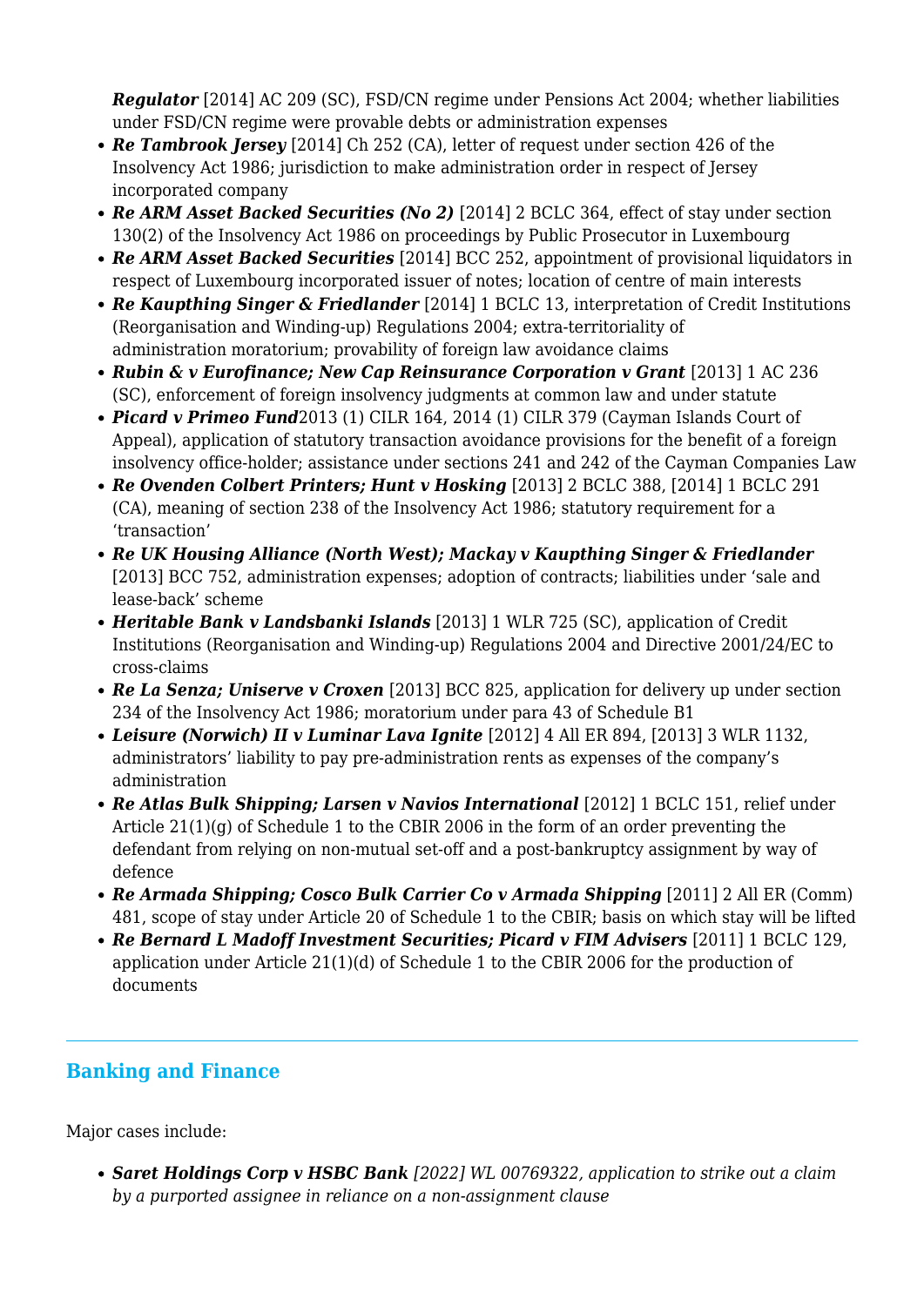*Regulator* [2014] AC 209 (SC), FSD/CN regime under Pensions Act 2004; whether liabilities under FSD/CN regime were provable debts or administration expenses

- ***Re Tambrook Jersey*** [2014] Ch 252 (CA), letter of request under section 426 of the Insolvency Act 1986; jurisdiction to make administration order in respect of Jersey incorporated company
- ***Re ARM Asset Backed Securities (No 2)*** [2014] 2 BCLC 364, effect of stay under section 130(2) of the Insolvency Act 1986 on proceedings by Public Prosecutor in Luxembourg
- ***Re ARM Asset Backed Securities*** [2014] BCC 252, appointment of provisional liquidators in respect of Luxembourg incorporated issuer of notes; location of centre of main interests
- ***Re Kaupthing Singer & Friedlander*** [2014] 1 BCLC 13, interpretation of Credit Institutions (Reorganisation and Winding-up) Regulations 2004; extra-territoriality of administration moratorium; provability of foreign law avoidance claims
- ***Rubin & v Eurofinance; New Cap Reinsurance Corporation v Grant*** [2013] 1 AC 236 (SC), enforcement of foreign insolvency judgments at common law and under statute
- ***Picard v Primeo Fund***2013 (1) CILR 164, 2014 (1) CILR 379 (Cayman Islands Court of Appeal), application of statutory transaction avoidance provisions for the benefit of a foreign insolvency office-holder; assistance under sections 241 and 242 of the Cayman Companies Law
- ***Re Ovenden Colbert Printers; Hunt v Hosking*** [2013] 2 BCLC 388, [2014] 1 BCLC 291 (CA), meaning of section 238 of the Insolvency Act 1986; statutory requirement for a 'transaction'
- ***Re UK Housing Alliance (North West); Mackay v Kaupthing Singer & Friedlander*** [2013] BCC 752, administration expenses; adoption of contracts; liabilities under 'sale and lease-back' scheme
- ***Heritable Bank v Landsbanki Islands*** [2013] 1 WLR 725 (SC), application of Credit Institutions (Reorganisation and Winding-up) Regulations 2004 and Directive 2001/24/EC to cross-claims
- ***Re La Senza; Uniserve v Croxen*** [2013] BCC 825, application for delivery up under section 234 of the Insolvency Act 1986; moratorium under para 43 of Schedule B1
- ***Leisure (Norwich) II v Luminar Lava Ignite*** [2012] 4 All ER 894, [2013] 3 WLR 1132, administrators' liability to pay pre-administration rents as expenses of the company's administration
- ***Re Atlas Bulk Shipping; Larsen v Navios International*** [2012] 1 BCLC 151, relief under Article 21(1)(g) of Schedule 1 to the CBIR 2006 in the form of an order preventing the defendant from relying on non-mutual set-off and a post-bankruptcy assignment by way of defence
- ***Re Armada Shipping; Cosco Bulk Carrier Co v Armada Shipping*** [2011] 2 All ER (Comm) 481, scope of stay under Article 20 of Schedule 1 to the CBIR; basis on which stay will be lifted
- ***Re Bernard L Madoff Investment Securities; Picard v FIM Advisers*** [2011] 1 BCLC 129, application under Article 21(1)(d) of Schedule 1 to the CBIR 2006 for the production of documents

---

## Banking and Finance

Major cases include:

- ***Saret Holdings Corp v HSBC Bank*** *[2022] WL 00769322, application to strike out a claim by a purported assignee in reliance on a non-assignment clause*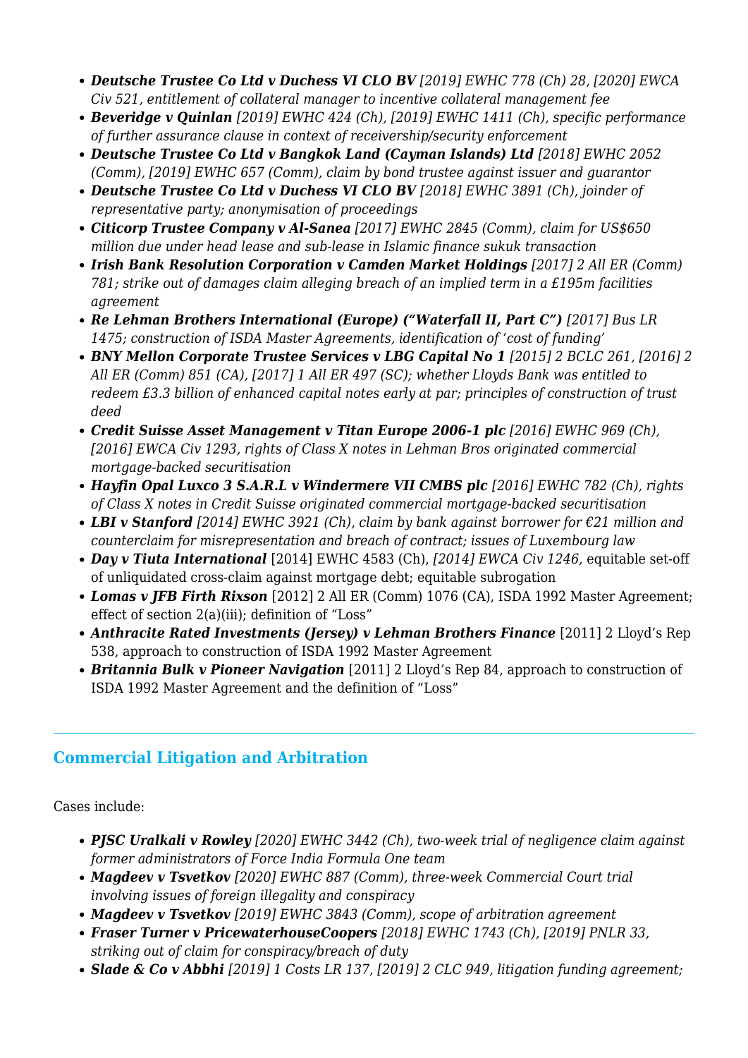- ***Deutsche Trustee Co Ltd v Duchess VI CLO BV*** *[2019] EWHC 778 (Ch) 28, [2020] EWCA Civ 521, entitlement of collateral manager to incentive collateral management fee*
- ***Beveridge v Quinlan*** *[2019] EWHC 424 (Ch), [2019] EWHC 1411 (Ch), specific performance of further assurance clause in context of receivership/security enforcement*
- ***Deutsche Trustee Co Ltd v Bangkok Land (Cayman Islands) Ltd*** *[2018] EWHC 2052 (Comm), [2019] EWHC 657 (Comm), claim by bond trustee against issuer and guarantor*
- ***Deutsche Trustee Co Ltd v Duchess VI CLO BV*** *[2018] EWHC 3891 (Ch), joinder of representative party; anonymisation of proceedings*
- ***Citicorp Trustee Company v Al-Sanea*** *[2017] EWHC 2845 (Comm), claim for US$650 million due under head lease and sub-lease in Islamic finance sukuk transaction*
- ***Irish Bank Resolution Corporation v Camden Market Holdings*** *[2017] 2 All ER (Comm) 781; strike out of damages claim alleging breach of an implied term in a £195m facilities agreement*
- ***Re Lehman Brothers International (Europe) ("Waterfall II, Part C")*** *[2017] Bus LR 1475; construction of ISDA Master Agreements, identification of 'cost of funding'*
- ***BNY Mellon Corporate Trustee Services v LBG Capital No 1*** *[2015] 2 BCLC 261, [2016] 2 All ER (Comm) 851 (CA), [2017] 1 All ER 497 (SC); whether Lloyds Bank was entitled to redeem £3.3 billion of enhanced capital notes early at par; principles of construction of trust deed*
- ***Credit Suisse Asset Management v Titan Europe 2006-1 plc*** *[2016] EWHC 969 (Ch), [2016] EWCA Civ 1293, rights of Class X notes in Lehman Bros originated commercial mortgage-backed securitisation*
- ***Hayfin Opal Luxco 3 S.A.R.L v Windermere VII CMBS plc*** *[2016] EWHC 782 (Ch), rights of Class X notes in Credit Suisse originated commercial mortgage-backed securitisation*
- ***LBI v Stanford*** *[2014] EWHC 3921 (Ch), claim by bank against borrower for €21 million and counterclaim for misrepresentation and breach of contract; issues of Luxembourg law*
- ***Day v Tiuta International*** [2014] EWHC 4583 (Ch), *[2014] EWCA Civ 1246*, equitable set-off of unliquidated cross-claim against mortgage debt; equitable subrogation
- ***Lomas v JFB Firth Rixson*** [2012] 2 All ER (Comm) 1076 (CA), ISDA 1992 Master Agreement; effect of section 2(a)(iii); definition of "Loss"
- ***Anthracite Rated Investments (Jersey) v Lehman Brothers Finance*** [2011] 2 Lloyd's Rep 538, approach to construction of ISDA 1992 Master Agreement
- ***Britannia Bulk v Pioneer Navigation*** [2011] 2 Lloyd's Rep 84, approach to construction of ISDA 1992 Master Agreement and the definition of "Loss"

---

## Commercial Litigation and Arbitration

Cases include:

- ***PJSC Uralkali v Rowley*** *[2020] EWHC 3442 (Ch), two-week trial of negligence claim against former administrators of Force India Formula One team*
- ***Magdeev v Tsvetkov*** *[2020] EWHC 887 (Comm), three-week Commercial Court trial involving issues of foreign illegality and conspiracy*
- ***Magdeev v Tsvetkov*** *[2019] EWHC 3843 (Comm), scope of arbitration agreement*
- ***Fraser Turner v PricewaterhouseCoopers*** *[2018] EWHC 1743 (Ch), [2019] PNLR 33, striking out of claim for conspiracy/breach of duty*
- ***Slade & Co v Abbhi*** *[2019] 1 Costs LR 137, [2019] 2 CLC 949, litigation funding agreement;*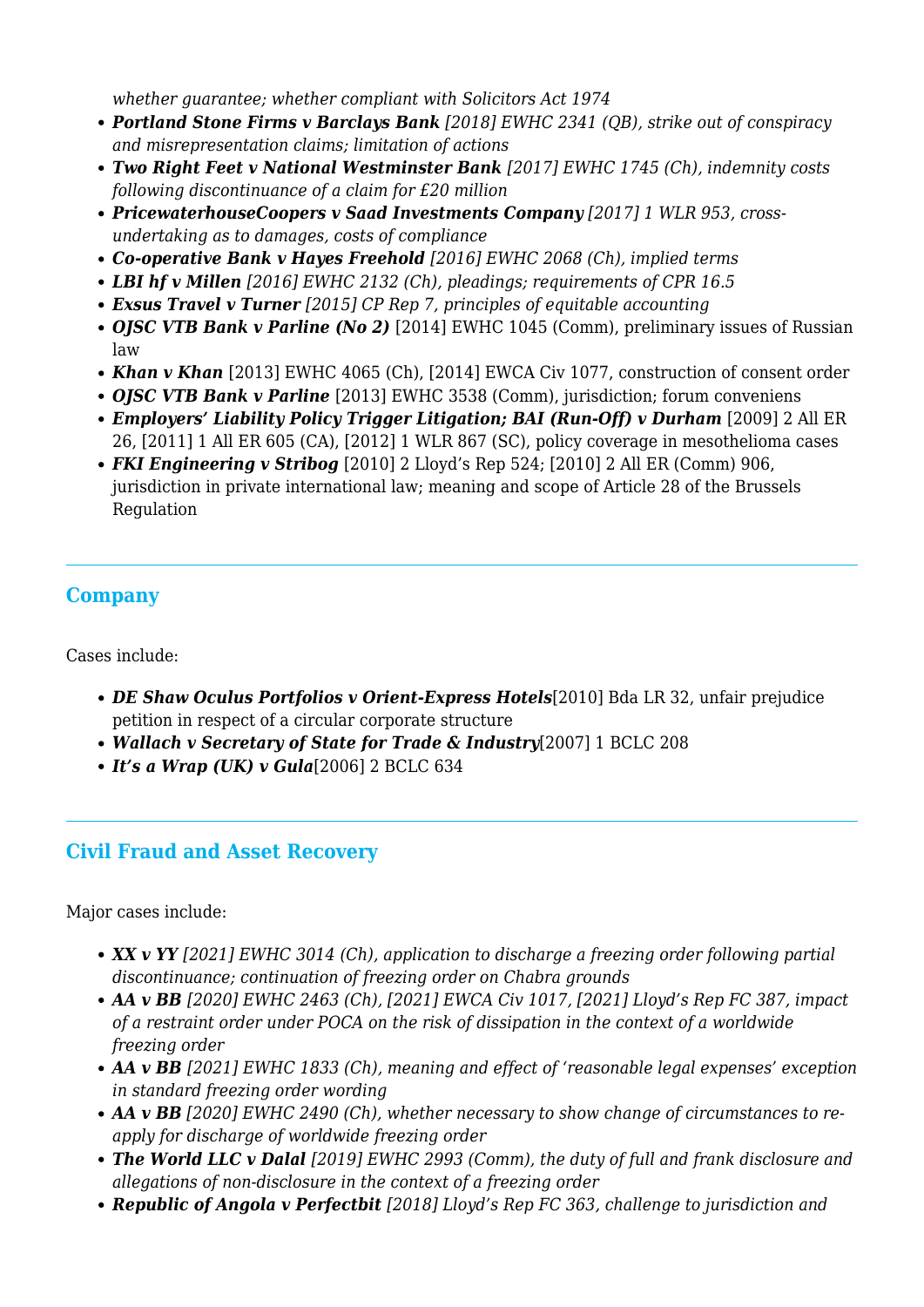*whether guarantee; whether compliant with Solicitors Act 1974*

- ***Portland Stone Firms v Barclays Bank** [2018] EWHC 2341 (QB), strike out of conspiracy and misrepresentation claims; limitation of actions*
- ***Two Right Feet v National Westminster Bank** [2017] EWHC 1745 (Ch), indemnity costs following discontinuance of a claim for £20 million*
- ***PricewaterhouseCoopers v Saad Investments Company** [2017] 1 WLR 953, cross-undertaking as to damages, costs of compliance*
- ***Co-operative Bank v Hayes Freehold** [2016] EWHC 2068 (Ch), implied terms*
- ***LBI hf v Millen** [2016] EWHC 2132 (Ch), pleadings; requirements of CPR 16.5*
- ***Exsus Travel v Turner** [2015] CP Rep 7, principles of equitable accounting*
- ***OJSC VTB Bank v Parline (No 2)*** [2014] EWHC 1045 (Comm), preliminary issues of Russian law
- ***Khan v Khan*** [2013] EWHC 4065 (Ch), [2014] EWCA Civ 1077, construction of consent order
- ***OJSC VTB Bank v Parline*** [2013] EWHC 3538 (Comm), jurisdiction; forum conveniens
- ***Employers' Liability Policy Trigger Litigation; BAI (Run-Off) v Durham*** [2009] 2 All ER 26, [2011] 1 All ER 605 (CA), [2012] 1 WLR 867 (SC), policy coverage in mesothelioma cases
- ***FKI Engineering v Stribog*** [2010] 2 Lloyd's Rep 524; [2010] 2 All ER (Comm) 906, jurisdiction in private international law; meaning and scope of Article 28 of the Brussels Regulation

## Company

Cases include:

- ***DE Shaw Oculus Portfolios v Orient-Express Hotels***[2010] Bda LR 32, unfair prejudice petition in respect of a circular corporate structure
- ***Wallach v Secretary of State for Trade & Industry***[2007] 1 BCLC 208
- ***It's a Wrap (UK) v Gula***[2006] 2 BCLC 634

## Civil Fraud and Asset Recovery

Major cases include:

- ***XX v YY** [2021] EWHC 3014 (Ch), application to discharge a freezing order following partial discontinuance; continuation of freezing order on Chabra grounds*
- ***AA v BB** [2020] EWHC 2463 (Ch), [2021] EWCA Civ 1017, [2021] Lloyd's Rep FC 387, impact of a restraint order under POCA on the risk of dissipation in the context of a worldwide freezing order*
- ***AA v BB** [2021] EWHC 1833 (Ch), meaning and effect of 'reasonable legal expenses' exception in standard freezing order wording*
- ***AA v BB** [2020] EWHC 2490 (Ch), whether necessary to show change of circumstances to re-apply for discharge of worldwide freezing order*
- ***The World LLC v Dalal** [2019] EWHC 2993 (Comm), the duty of full and frank disclosure and allegations of non-disclosure in the context of a freezing order*
- ***Republic of Angola v Perfectbit** [2018] Lloyd's Rep FC 363, challenge to jurisdiction and*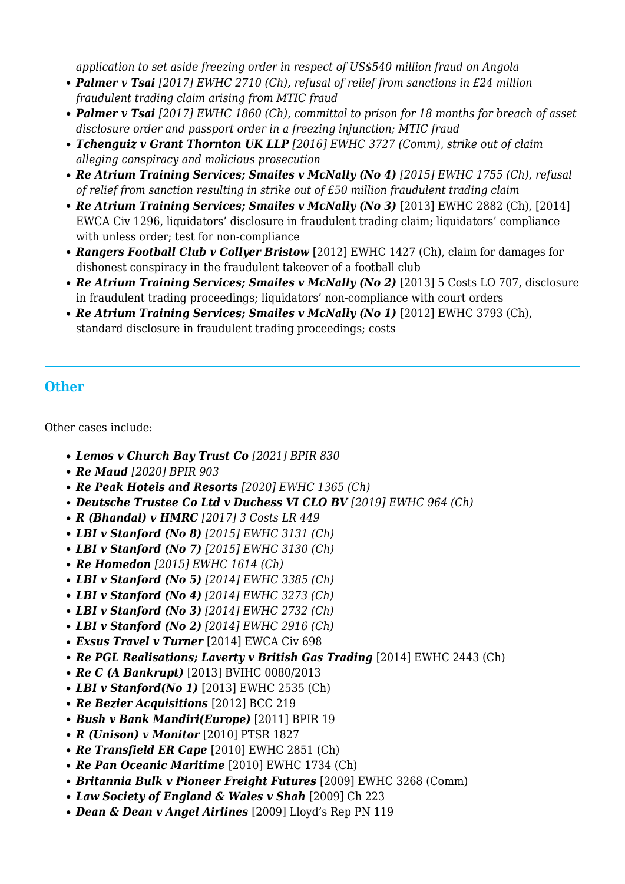*application to set aside freezing order in respect of US$540 million fraud on Angola*

- ***Palmer v Tsai*** *[2017] EWHC 2710 (Ch), refusal of relief from sanctions in £24 million fraudulent trading claim arising from MTIC fraud*
- ***Palmer v Tsai*** *[2017] EWHC 1860 (Ch), committal to prison for 18 months for breach of asset disclosure order and passport order in a freezing injunction; MTIC fraud*
- ***Tchenguiz v Grant Thornton UK LLP*** *[2016] EWHC 3727 (Comm), strike out of claim alleging conspiracy and malicious prosecution*
- ***Re Atrium Training Services; Smailes v McNally (No 4)*** *[2015] EWHC 1755 (Ch), refusal of relief from sanction resulting in strike out of £50 million fraudulent trading claim*
- ***Re Atrium Training Services; Smailes v McNally (No 3)*** [2013] EWHC 2882 (Ch), [2014] EWCA Civ 1296, liquidators' disclosure in fraudulent trading claim; liquidators' compliance with unless order; test for non-compliance
- ***Rangers Football Club v Collyer Bristow*** [2012] EWHC 1427 (Ch), claim for damages for dishonest conspiracy in the fraudulent takeover of a football club
- ***Re Atrium Training Services; Smailes v McNally (No 2)*** [2013] 5 Costs LO 707, disclosure in fraudulent trading proceedings; liquidators' non-compliance with court orders
- ***Re Atrium Training Services; Smailes v McNally (No 1)*** [2012] EWHC 3793 (Ch), standard disclosure in fraudulent trading proceedings; costs

---

## Other

Other cases include:

- ***Lemos v Church Bay Trust Co*** *[2021] BPIR 830*
- ***Re Maud*** *[2020] BPIR 903*
- ***Re Peak Hotels and Resorts*** *[2020] EWHC 1365 (Ch)*
- ***Deutsche Trustee Co Ltd v Duchess VI CLO BV*** *[2019] EWHC 964 (Ch)*
- ***R (Bhandal) v HMRC*** *[2017] 3 Costs LR 449*
- ***LBI v Stanford (No 8)*** *[2015] EWHC 3131 (Ch)*
- ***LBI v Stanford (No 7)*** *[2015] EWHC 3130 (Ch)*
- ***Re Homedon*** *[2015] EWHC 1614 (Ch)*
- ***LBI v Stanford (No 5)*** *[2014] EWHC 3385 (Ch)*
- ***LBI v Stanford (No 4)*** *[2014] EWHC 3273 (Ch)*
- ***LBI v Stanford (No 3)*** *[2014] EWHC 2732 (Ch)*
- ***LBI v Stanford (No 2)*** *[2014] EWHC 2916 (Ch)*
- ***Exsus Travel v Turner*** [2014] EWCA Civ 698
- ***Re PGL Realisations; Laverty v British Gas Trading*** [2014] EWHC 2443 (Ch)
- ***Re C (A Bankrupt)*** [2013] BVIHC 0080/2013
- ***LBI v Stanford(No 1)*** [2013] EWHC 2535 (Ch)
- ***Re Bezier Acquisitions*** [2012] BCC 219
- ***Bush v Bank Mandiri(Europe)*** [2011] BPIR 19
- ***R (Unison) v Monitor*** [2010] PTSR 1827
- ***Re Transfield ER Cape*** [2010] EWHC 2851 (Ch)
- ***Re Pan Oceanic Maritime*** [2010] EWHC 1734 (Ch)
- ***Britannia Bulk v Pioneer Freight Futures*** [2009] EWHC 3268 (Comm)
- ***Law Society of England & Wales v Shah*** [2009] Ch 223
- ***Dean & Dean v Angel Airlines*** [2009] Lloyd's Rep PN 119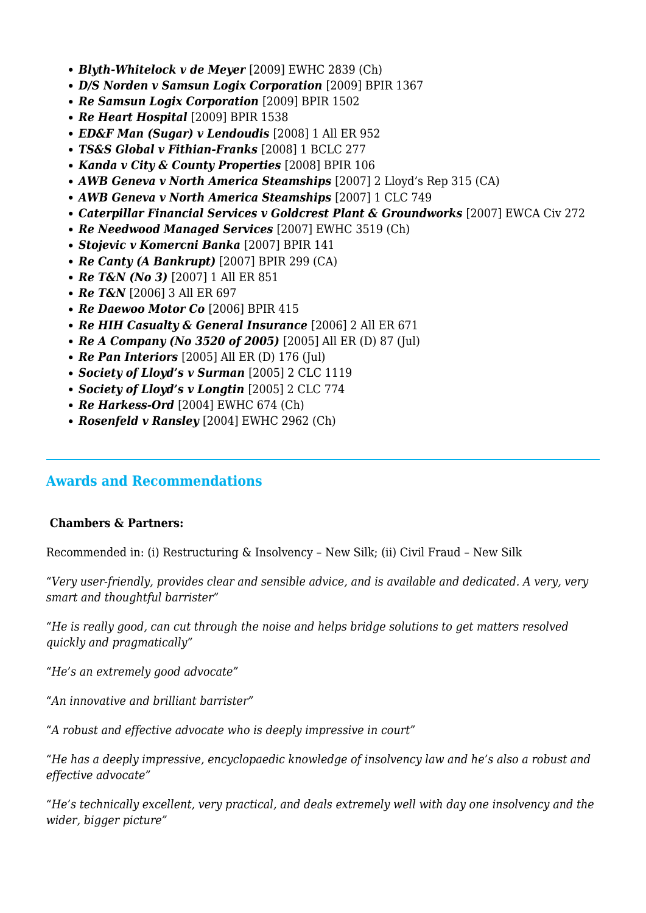- ***Blyth-Whitelock v de Meyer*** [2009] EWHC 2839 (Ch)
- ***D/S Norden v Samsun Logix Corporation*** [2009] BPIR 1367
- ***Re Samsun Logix Corporation*** [2009] BPIR 1502
- ***Re Heart Hospital*** [2009] BPIR 1538
- ***ED&F Man (Sugar) v Lendoudis*** [2008] 1 All ER 952
- ***TS&S Global v Fithian-Franks*** [2008] 1 BCLC 277
- ***Kanda v City & County Properties*** [2008] BPIR 106
- ***AWB Geneva v North America Steamships*** [2007] 2 Lloyd's Rep 315 (CA)
- ***AWB Geneva v North America Steamships*** [2007] 1 CLC 749
- ***Caterpillar Financial Services v Goldcrest Plant & Groundworks*** [2007] EWCA Civ 272
- ***Re Needwood Managed Services*** [2007] EWHC 3519 (Ch)
- ***Stojevic v Komercni Banka*** [2007] BPIR 141
- ***Re Canty (A Bankrupt)*** [2007] BPIR 299 (CA)
- ***Re T&N (No 3)*** [2007] 1 All ER 851
- ***Re T&N*** [2006] 3 All ER 697
- ***Re Daewoo Motor Co*** [2006] BPIR 415
- ***Re HIH Casualty & General Insurance*** [2006] 2 All ER 671
- ***Re A Company (No 3520 of 2005)*** [2005] All ER (D) 87 (Jul)
- ***Re Pan Interiors*** [2005] All ER (D) 176 (Jul)
- ***Society of Lloyd's v Surman*** [2005] 2 CLC 1119
- ***Society of Lloyd's v Longtin*** [2005] 2 CLC 774
- ***Re Harkess-Ord*** [2004] EWHC 674 (Ch)
- ***Rosenfeld v Ransley*** [2004] EWHC 2962 (Ch)

## Awards and Recommendations

**Chambers & Partners:**

Recommended in: (i) Restructuring & Insolvency – New Silk; (ii) Civil Fraud – New Silk

*"Very user-friendly, provides clear and sensible advice, and is available and dedicated. A very, very smart and thoughtful barrister"*

*"He is really good, can cut through the noise and helps bridge solutions to get matters resolved quickly and pragmatically"*

*"He's an extremely good advocate"*

*"An innovative and brilliant barrister"*

*"A robust and effective advocate who is deeply impressive in court"*

*"He has a deeply impressive, encyclopaedic knowledge of insolvency law and he's also a robust and effective advocate"*

*"He's technically excellent, very practical, and deals extremely well with day one insolvency and the wider, bigger picture"*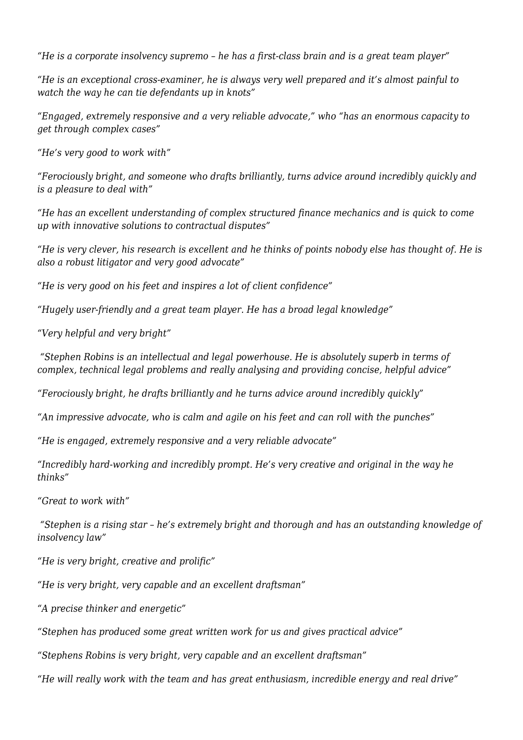*“He is a corporate insolvency supremo – he has a first-class brain and is a great team player”*

*“He is an exceptional cross-examiner, he is always very well prepared and it’s almost painful to watch the way he can tie defendants up in knots”*

*“Engaged, extremely responsive and a very reliable advocate,” who “has an enormous capacity to get through complex cases”*

*“He’s very good to work with”*

*“Ferociously bright, and someone who drafts brilliantly, turns advice around incredibly quickly and is a pleasure to deal with”*

*“He has an excellent understanding of complex structured finance mechanics and is quick to come up with innovative solutions to contractual disputes”*

*“He is very clever, his research is excellent and he thinks of points nobody else has thought of. He is also a robust litigator and very good advocate”*

*“He is very good on his feet and inspires a lot of client confidence”*

*“Hugely user-friendly and a great team player. He has a broad legal knowledge”*

*“Very helpful and very bright”*

*“Stephen Robins is an intellectual and legal powerhouse. He is absolutely superb in terms of complex, technical legal problems and really analysing and providing concise, helpful advice”*

*“Ferociously bright, he drafts brilliantly and he turns advice around incredibly quickly”*

*“An impressive advocate, who is calm and agile on his feet and can roll with the punches”*

*“He is engaged, extremely responsive and a very reliable advocate”*

*“Incredibly hard-working and incredibly prompt. He’s very creative and original in the way he thinks”*

*“Great to work with”*

*“Stephen is a rising star – he’s extremely bright and thorough and has an outstanding knowledge of insolvency law”*

*“He is very bright, creative and prolific”*

*“He is very bright, very capable and an excellent draftsman”*

*“A precise thinker and energetic”*

*“Stephen has produced some great written work for us and gives practical advice”*

*“Stephens Robins is very bright, very capable and an excellent draftsman”*

*“He will really work with the team and has great enthusiasm, incredible energy and real drive”*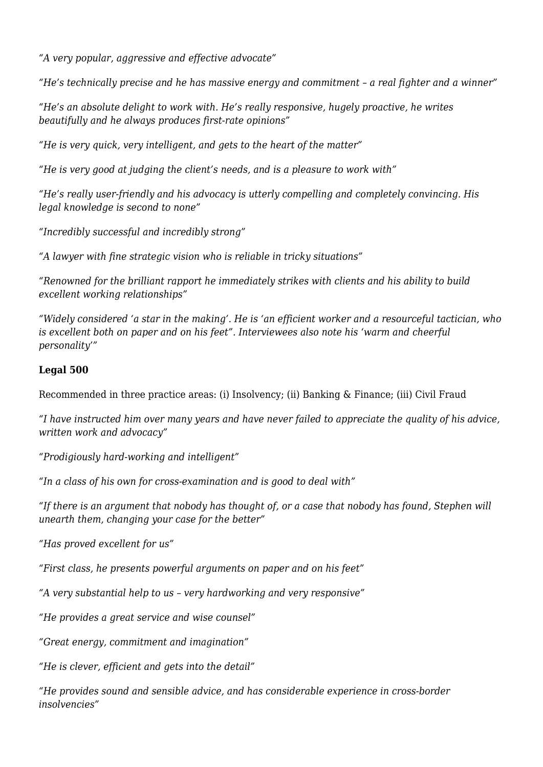*"A very popular, aggressive and effective advocate"*

*"He's technically precise and he has massive energy and commitment – a real fighter and a winner"*

*"He's an absolute delight to work with. He's really responsive, hugely proactive, he writes beautifully and he always produces first-rate opinions"*

*"He is very quick, very intelligent, and gets to the heart of the matter"*

*"He is very good at judging the client's needs, and is a pleasure to work with"*

*"He's really user-friendly and his advocacy is utterly compelling and completely convincing. His legal knowledge is second to none"*

*"Incredibly successful and incredibly strong"*

*"A lawyer with fine strategic vision who is reliable in tricky situations"*

*"Renowned for the brilliant rapport he immediately strikes with clients and his ability to build excellent working relationships"*

*"Widely considered 'a star in the making'. He is 'an efficient worker and a resourceful tactician, who is excellent both on paper and on his feet". Interviewees also note his 'warm and cheerful personality'"*

**Legal 500**

Recommended in three practice areas: (i) Insolvency; (ii) Banking & Finance; (iii) Civil Fraud

*"I have instructed him over many years and have never failed to appreciate the quality of his advice, written work and advocacy"*

*"Prodigiously hard-working and intelligent"*

*"In a class of his own for cross-examination and is good to deal with"*

*"If there is an argument that nobody has thought of, or a case that nobody has found, Stephen will unearth them, changing your case for the better"*

*"Has proved excellent for us"*

*"First class, he presents powerful arguments on paper and on his feet"*

*"A very substantial help to us – very hardworking and very responsive"*

*"He provides a great service and wise counsel"*

*"Great energy, commitment and imagination"*

*"He is clever, efficient and gets into the detail"*

*"He provides sound and sensible advice, and has considerable experience in cross-border insolvencies"*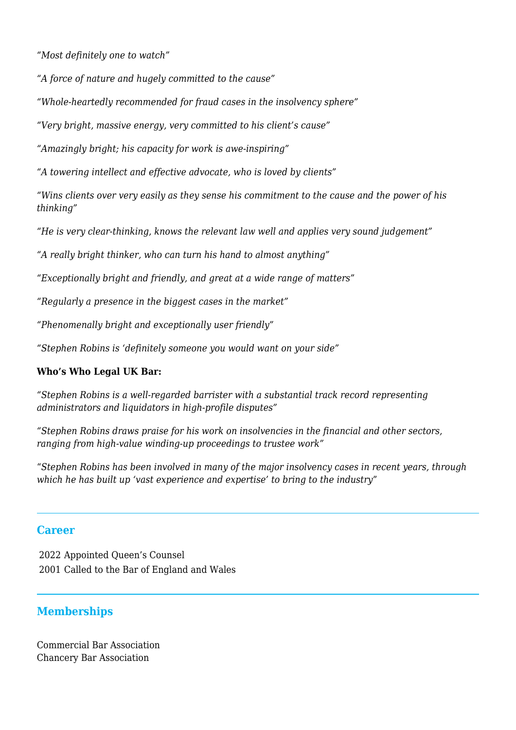*"Most definitely one to watch"*

*"A force of nature and hugely committed to the cause"*

*"Whole-heartedly recommended for fraud cases in the insolvency sphere"*

*"Very bright, massive energy, very committed to his client's cause"*

*"Amazingly bright; his capacity for work is awe-inspiring"*

*"A towering intellect and effective advocate, who is loved by clients"*

*"Wins clients over very easily as they sense his commitment to the cause and the power of his thinking"*

*"He is very clear-thinking, knows the relevant law well and applies very sound judgement"*

*"A really bright thinker, who can turn his hand to almost anything"*

*"Exceptionally bright and friendly, and great at a wide range of matters"*

*"Regularly a presence in the biggest cases in the market"*

*"Phenomenally bright and exceptionally user friendly"*

*"Stephen Robins is 'definitely someone you would want on your side"*

**Who's Who Legal UK Bar:**

*"Stephen Robins is a well-regarded barrister with a substantial track record representing administrators and liquidators in high-profile disputes"*

*"Stephen Robins draws praise for his work on insolvencies in the financial and other sectors, ranging from high-value winding-up proceedings to trustee work"*

"*Stephen Robins has been involved in many of the major insolvency cases in recent years, through which he has built up 'vast experience and expertise' to bring to the industry*"

## Career

2022 Appointed Queen's Counsel
2001 Called to the Bar of England and Wales

## Memberships

Commercial Bar Association
Chancery Bar Association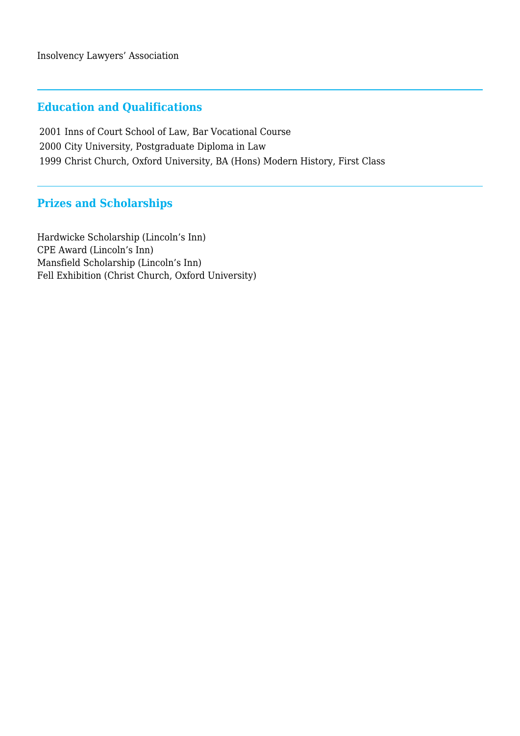Insolvency Lawyers' Association

## Education and Qualifications

2001 Inns of Court School of Law, Bar Vocational Course
2000 City University, Postgraduate Diploma in Law
1999 Christ Church, Oxford University, BA (Hons) Modern History, First Class

## Prizes and Scholarships

Hardwicke Scholarship (Lincoln's Inn)
CPE Award (Lincoln's Inn)
Mansfield Scholarship (Lincoln's Inn)
Fell Exhibition (Christ Church, Oxford University)